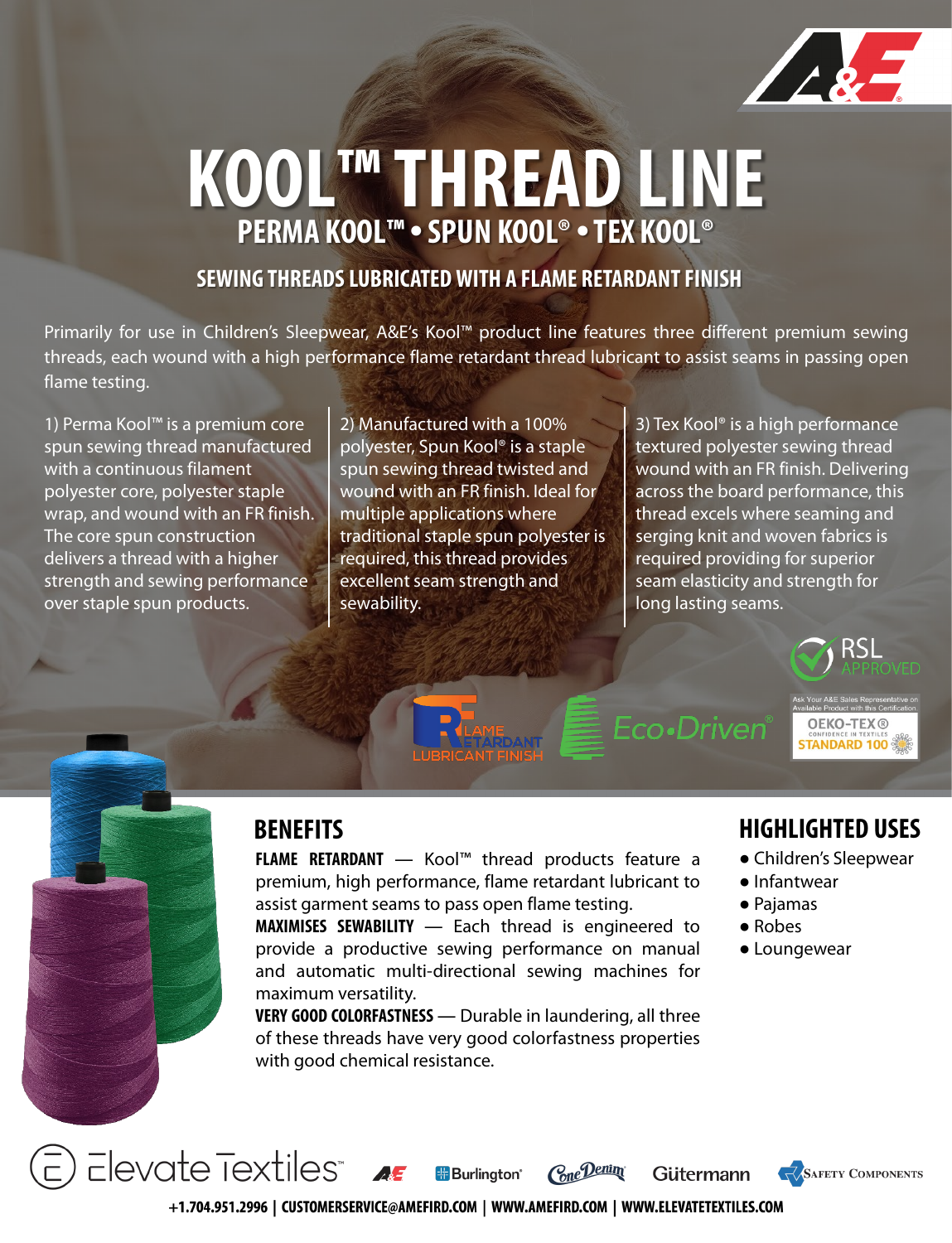# KOOL™ THREAD LINE

## PERMA KOOL™ • SPUN KOOL® • TEX KOOL®

### SEWING THREADS LUBRICATED WITH A FLAME RETARDANT FINISH

Primarily for use in Children's Sleepwear, A&E's Kool™ product line features three different premium sewing threads, each wound with a high performance flame retardant thread lubricant to assist seams in passing open flame testing.

1) Perma Kool™ is a premium core spun sewing thread manufactured with a continuous filament polyester core, polyester staple wrap, and wound with an FR finish. The core spun construction delivers a thread with a higher strength and sewing performance over staple spun products.

2) Manufactured with a 100% polyester, Spun Kool® is a staple spun sewing thread twisted and wound with an FR finish. Ideal for multiple applications where traditional staple spun polyester is required, this thread provides excellent seam strength and sewability.

3) Tex Kool® is a high performance textured polyester sewing thread wound with an FR finish. Delivering across the board performance, this thread excels where seaming and serging knit and woven fabrics is required providing for superior seam elasticity and strength for long lasting seams.

RSL APPROVED

FLAME RETARDANT LUBRICANT FINISH

Eco•Driven®

Ask Your A&E Sales Representative on Available Product with this Certification. OEKO-TEX® CONFIDENCE IN TEXTILES STANDARD 100

## BENEFITS

**FLAME RETARDANT** — Kool™ thread products feature a premium, high performance, flame retardant lubricant to assist garment seams to pass open flame testing.

**MAXIMISES SEWABILITY** — Each thread is engineered to provide a productive sewing performance on manual and automatic multi-directional sewing machines for maximum versatility.

**VERY GOOD COLORFASTNESS** — Durable in laundering, all three of these threads have very good colorfastness properties with good chemical resistance.

## HIGHLIGHTED USES

- Children's Sleepwear
- Infantwear
- Pajamas
- Robes
- Loungewear

Elevate Textiles | A&E | Burlington | Cone Denim | Gütermann | Safety Components

**+1.704.951.2996 | CUSTOMERSERVICE@AMEFIRD.COM | WWW.AMEFIRD.COM | WWW.ELEVATETEXTILES.COM**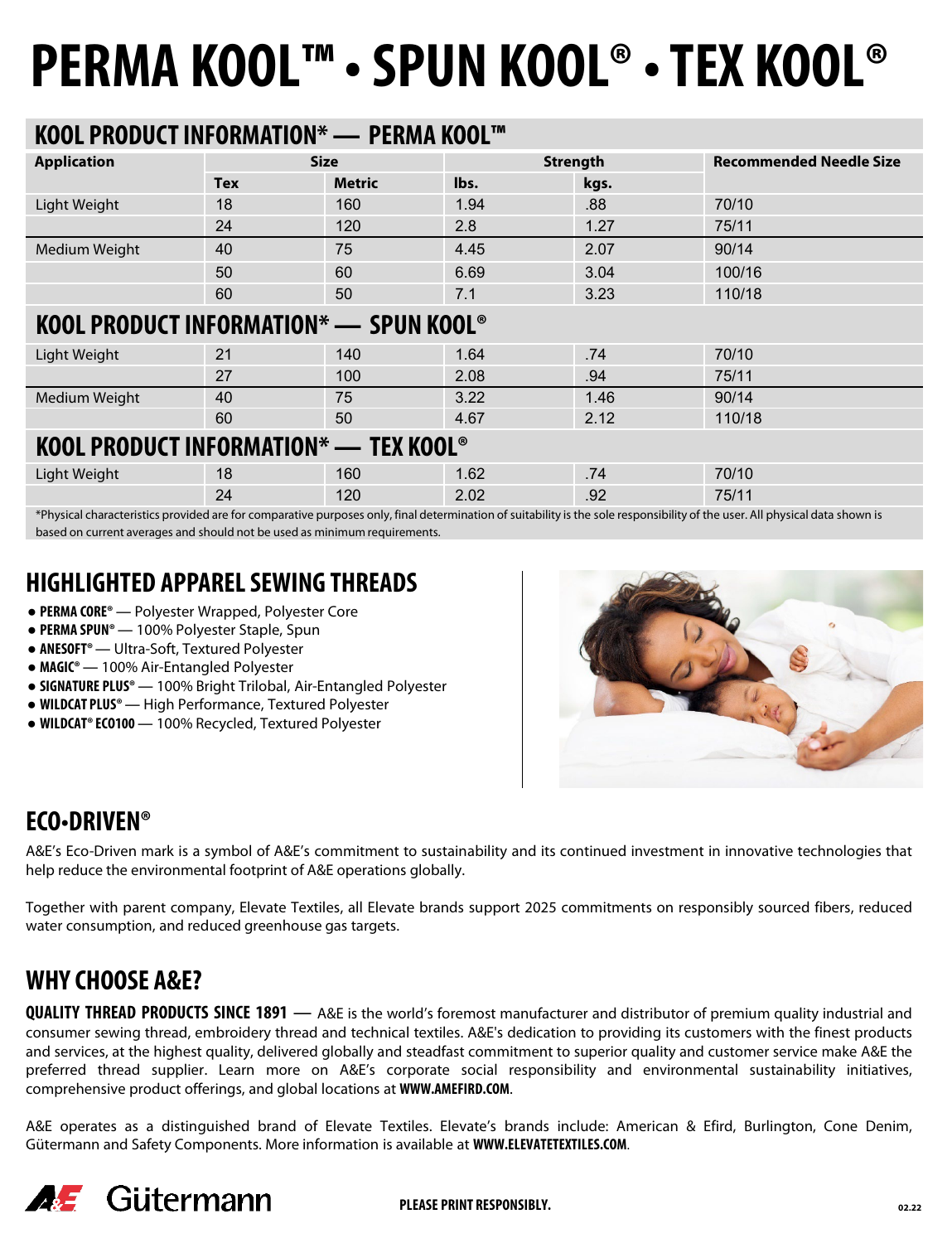# PERMA KOOL™ • SPUN KOOL® • TEX KOOL®

## KOOL PRODUCT INFORMATION* — PERMA KOOL™

| Application | Size | | Strength | | Recommended Needle Size |
|---|---|---|---|---|---|
| | Tex | Metric | lbs. | kgs. | |
| Light Weight | 18 | 160 | 1.94 | .88 | 70/10 |
| | 24 | 120 | 2.8 | 1.27 | 75/11 |
| Medium Weight | 40 | 75 | 4.45 | 2.07 | 90/14 |
| | 50 | 60 | 6.69 | 3.04 | 100/16 |
| | 60 | 50 | 7.1 | 3.23 | 110/18 |

## KOOL PRODUCT INFORMATION* — SPUN KOOL®

| | | | | | |
|---|---|---|---|---|---|
| Light Weight | 21 | 140 | 1.64 | .74 | 70/10 |
| | 27 | 100 | 2.08 | .94 | 75/11 |
| Medium Weight | 40 | 75 | 3.22 | 1.46 | 90/14 |
| | 60 | 50 | 4.67 | 2.12 | 110/18 |

## KOOL PRODUCT INFORMATION* — TEX KOOL®

| | | | | | |
|---|---|---|---|---|---|
| Light Weight | 18 | 160 | 1.62 | .74 | 70/10 |
| | 24 | 120 | 2.02 | .92 | 75/11 |

*Physical characteristics provided are for comparative purposes only, final determination of suitability is the sole responsibility of the user. All physical data shown is based on current averages and should not be used as minimum requirements.

## HIGHLIGHTED APPAREL SEWING THREADS

- **PERMA CORE®** — Polyester Wrapped, Polyester Core
- **PERMA SPUN®** — 100% Polyester Staple, Spun
- **ANESOFT®** — Ultra-Soft, Textured Polyester
- **MAGIC®** — 100% Air-Entangled Polyester
- **SIGNATURE PLUS®** — 100% Bright Trilobal, Air-Entangled Polyester
- **WILDCAT PLUS®** — High Performance, Textured Polyester
- **WILDCAT® ECO100** — 100% Recycled, Textured Polyester

## ECO•DRIVEN®

A&E's Eco-Driven mark is a symbol of A&E's commitment to sustainability and its continued investment in innovative technologies that help reduce the environmental footprint of A&E operations globally.

Together with parent company, Elevate Textiles, all Elevate brands support 2025 commitments on responsibly sourced fibers, reduced water consumption, and reduced greenhouse gas targets.

## WHY CHOOSE A&E?

**QUALITY THREAD PRODUCTS SINCE 1891** — A&E is the world's foremost manufacturer and distributor of premium quality industrial and consumer sewing thread, embroidery thread and technical textiles. A&E's dedication to providing its customers with the finest products and services, at the highest quality, delivered globally and steadfast commitment to superior quality and customer service make A&E the preferred thread supplier. Learn more on A&E's corporate social responsibility and environmental sustainability initiatives, comprehensive product offerings, and global locations at **WWW.AMEFIRD.COM**.

A&E operates as a distinguished brand of Elevate Textiles. Elevate's brands include: American & Efird, Burlington, Cone Denim, Gütermann and Safety Components. More information is available at **WWW.ELEVATETEXTILES.COM**.

A&E Gütermann

**PLEASE PRINT RESPONSIBLY.**

02.22